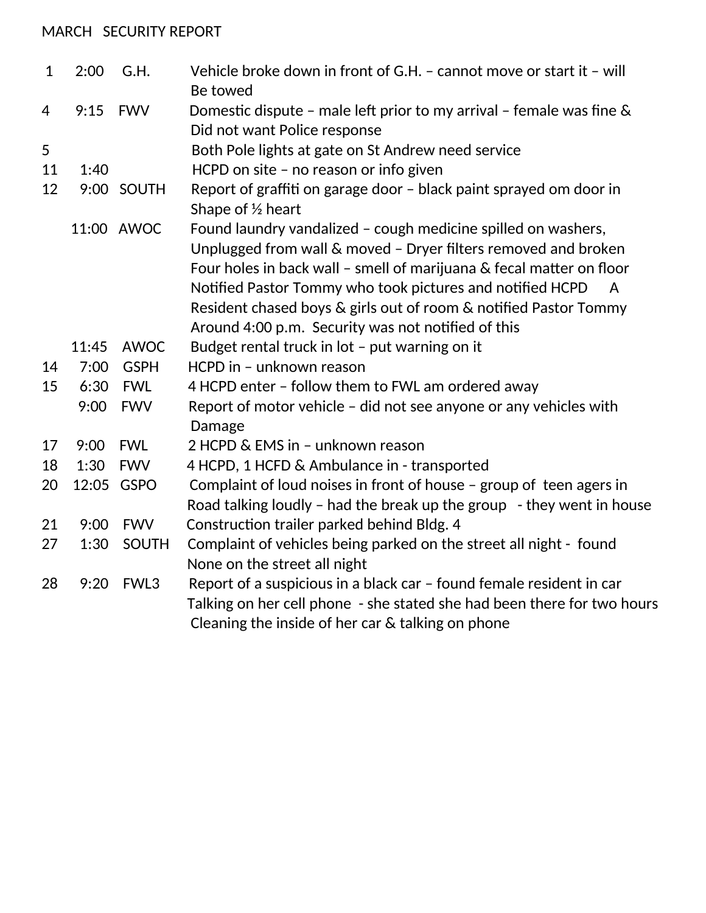MARCH SECURITY REPORT

| Date | Time | Location | Description |
|---|---|---|---|
| 1 | 2:00 | G.H. | Vehicle broke down in front of G.H. – cannot move or start it – will Be towed |
| 4 | 9:15 | FWV | Domestic dispute – male left prior to my arrival – female was fine & Did not want Police response |
| 5 | | | Both Pole lights at gate on St Andrew need service |
| 11 | 1:40 | | HCPD on site – no reason or info given |
| 12 | 9:00 | SOUTH | Report of graffiti on garage door – black paint sprayed om door in Shape of ½ heart |
| | 11:00 | AWOC | Found laundry vandalized – cough medicine spilled on washers, Unplugged from wall & moved – Dryer filters removed and broken Four holes in back wall – smell of marijuana & fecal matter on floor Notified Pastor Tommy who took pictures and notified HCPD A Resident chased boys & girls out of room & notified Pastor Tommy Around 4:00 p.m. Security was not notified of this |
| | 11:45 | AWOC | Budget rental truck in lot – put warning on it |
| 14 | 7:00 | GSPH | HCPD in – unknown reason |
| 15 | 6:30 | FWL | 4 HCPD enter – follow them to FWL am ordered away |
| | 9:00 | FWV | Report of motor vehicle – did not see anyone or any vehicles with Damage |
| 17 | 9:00 | FWL | 2 HCPD & EMS in – unknown reason |
| 18 | 1:30 | FWV | 4 HCPD, 1 HCFD & Ambulance in - transported |
| 20 | 12:05 | GSPO | Complaint of loud noises in front of house – group of teen agers in Road talking loudly – had the break up the group - they went in house |
| 21 | 9:00 | FWV | Construction trailer parked behind Bldg. 4 |
| 27 | 1:30 | SOUTH | Complaint of vehicles being parked on the street all night - found None on the street all night |
| 28 | 9:20 | FWL3 | Report of a suspicious in a black car – found female resident in car Talking on her cell phone - she stated she had been there for two hours Cleaning the inside of her car & talking on phone |